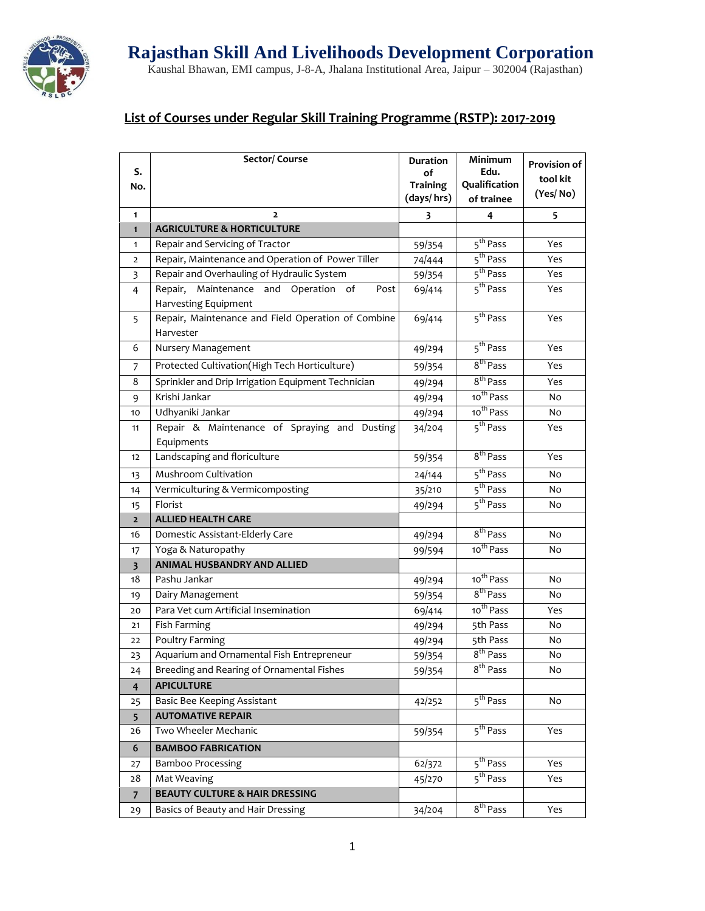# Rajasthan Skill And Livelihoods Development Corporation

Kaushal Bhawan, EMI campus, J-8-A, Jhalana Institutional Area, Jaipur – 302004 (Rajasthan)

## List of Courses under Regular Skill Training Programme (RSTP): 2017-2019

| S. No. | Sector/ Course | Duration of Training (days/ hrs) | Minimum Edu. Qualification of trainee | Provision of tool kit (Yes/ No) |
|---|---|---|---|---|
| 1 | 2 | 3 | 4 | 5 |
| **1** | **AGRICULTURE & HORTICULTURE** | | | |
| 1 | Repair and Servicing of Tractor | 59/354 | 5th Pass | Yes |
| 2 | Repair, Maintenance and Operation of Power Tiller | 74/444 | 5th Pass | Yes |
| 3 | Repair and Overhauling of Hydraulic System | 59/354 | 5th Pass | Yes |
| 4 | Repair, Maintenance and Operation of Post Harvesting Equipment | 69/414 | 5th Pass | Yes |
| 5 | Repair, Maintenance and Field Operation of Combine Harvester | 69/414 | 5th Pass | Yes |
| 6 | Nursery Management | 49/294 | 5th Pass | Yes |
| 7 | Protected Cultivation(High Tech Horticulture) | 59/354 | 8th Pass | Yes |
| 8 | Sprinkler and Drip Irrigation Equipment Technician | 49/294 | 8th Pass | Yes |
| 9 | Krishi Jankar | 49/294 | 10th Pass | No |
| 10 | Udhyaniki Jankar | 49/294 | 10th Pass | No |
| 11 | Repair & Maintenance of Spraying and Dusting Equipments | 34/204 | 5th Pass | Yes |
| 12 | Landscaping and floriculture | 59/354 | 8th Pass | Yes |
| 13 | Mushroom Cultivation | 24/144 | 5th Pass | No |
| 14 | Vermiculturing & Vermicomposting | 35/210 | 5th Pass | No |
| 15 | Florist | 49/294 | 5th Pass | No |
| **2** | **ALLIED HEALTH CARE** | | | |
| 16 | Domestic Assistant-Elderly Care | 49/294 | 8th Pass | No |
| 17 | Yoga & Naturopathy | 99/594 | 10th Pass | No |
| **3** | **ANIMAL HUSBANDRY AND ALLIED** | | | |
| 18 | Pashu Jankar | 49/294 | 10th Pass | No |
| 19 | Dairy Management | 59/354 | 8th Pass | No |
| 20 | Para Vet cum Artificial Insemination | 69/414 | 10th Pass | Yes |
| 21 | Fish Farming | 49/294 | 5th Pass | No |
| 22 | Poultry Farming | 49/294 | 5th Pass | No |
| 23 | Aquarium and Ornamental Fish Entrepreneur | 59/354 | 8th Pass | No |
| 24 | Breeding and Rearing of Ornamental Fishes | 59/354 | 8th Pass | No |
| **4** | **APICULTURE** | | | |
| 25 | Basic Bee Keeping Assistant | 42/252 | 5th Pass | No |
| **5** | **AUTOMATIVE REPAIR** | | | |
| 26 | Two Wheeler Mechanic | 59/354 | 5th Pass | Yes |
| **6** | **BAMBOO FABRICATION** | | | |
| 27 | Bamboo Processing | 62/372 | 5th Pass | Yes |
| 28 | Mat Weaving | 45/270 | 5th Pass | Yes |
| **7** | **BEAUTY CULTURE & HAIR DRESSING** | | | |
| 29 | Basics of Beauty and Hair Dressing | 34/204 | 8th Pass | Yes |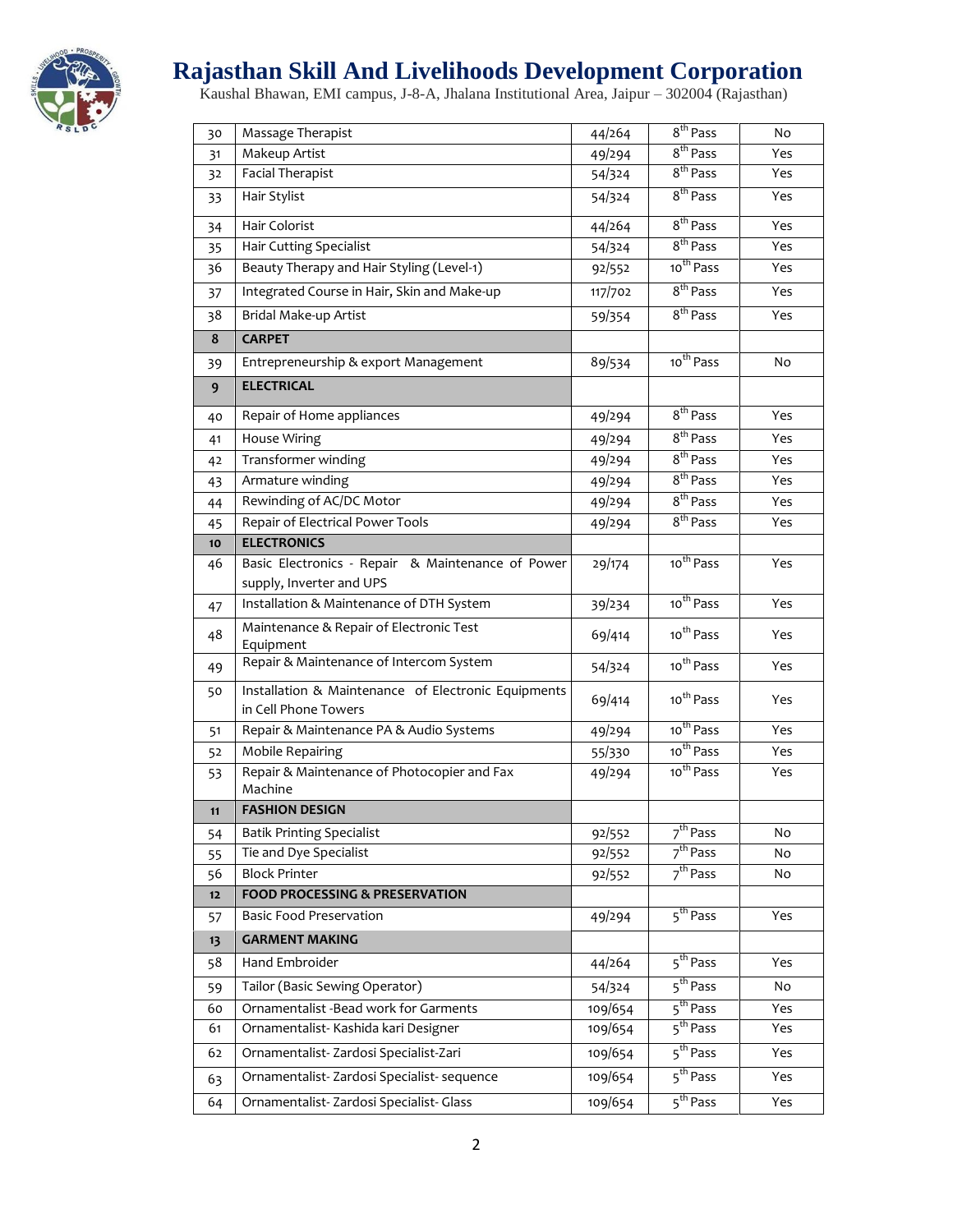# Rajasthan Skill And Livelihoods Development Corporation

Kaushal Bhawan, EMI campus, J-8-A, Jhalana Institutional Area, Jaipur – 302004 (Rajasthan)

| | | | | |
|---|---|---|---|---|
| 30 | Massage Therapist | 44/264 | 8th Pass | No |
| 31 | Makeup Artist | 49/294 | 8th Pass | Yes |
| 32 | Facial Therapist | 54/324 | 8th Pass | Yes |
| 33 | Hair Stylist | 54/324 | 8th Pass | Yes |
| 34 | Hair Colorist | 44/264 | 8th Pass | Yes |
| 35 | Hair Cutting Specialist | 54/324 | 8th Pass | Yes |
| 36 | Beauty Therapy and Hair Styling (Level-1) | 92/552 | 10th Pass | Yes |
| 37 | Integrated Course in Hair, Skin and Make-up | 117/702 | 8th Pass | Yes |
| 38 | Bridal Make-up Artist | 59/354 | 8th Pass | Yes |
| **8** | **CARPET** | | | |
| 39 | Entrepreneurship & export Management | 89/534 | 10th Pass | No |
| **9** | **ELECTRICAL** | | | |
| 40 | Repair of Home appliances | 49/294 | 8th Pass | Yes |
| 41 | House Wiring | 49/294 | 8th Pass | Yes |
| 42 | Transformer winding | 49/294 | 8th Pass | Yes |
| 43 | Armature winding | 49/294 | 8th Pass | Yes |
| 44 | Rewinding of AC/DC Motor | 49/294 | 8th Pass | Yes |
| 45 | Repair of Electrical Power Tools | 49/294 | 8th Pass | Yes |
| **10** | **ELECTRONICS** | | | |
| 46 | Basic Electronics - Repair & Maintenance of Power supply, Inverter and UPS | 29/174 | 10th Pass | Yes |
| 47 | Installation & Maintenance of DTH System | 39/234 | 10th Pass | Yes |
| 48 | Maintenance & Repair of Electronic Test Equipment | 69/414 | 10th Pass | Yes |
| 49 | Repair & Maintenance of Intercom System | 54/324 | 10th Pass | Yes |
| 50 | Installation & Maintenance of Electronic Equipments in Cell Phone Towers | 69/414 | 10th Pass | Yes |
| 51 | Repair & Maintenance PA & Audio Systems | 49/294 | 10th Pass | Yes |
| 52 | Mobile Repairing | 55/330 | 10th Pass | Yes |
| 53 | Repair & Maintenance of Photocopier and Fax Machine | 49/294 | 10th Pass | Yes |
| **11** | **FASHION DESIGN** | | | |
| 54 | Batik Printing Specialist | 92/552 | 7th Pass | No |
| 55 | Tie and Dye Specialist | 92/552 | 7th Pass | No |
| 56 | Block Printer | 92/552 | 7th Pass | No |
| **12** | **FOOD PROCESSING & PRESERVATION** | | | |
| 57 | Basic Food Preservation | 49/294 | 5th Pass | Yes |
| **13** | **GARMENT MAKING** | | | |
| 58 | Hand Embroider | 44/264 | 5th Pass | Yes |
| 59 | Tailor (Basic Sewing Operator) | 54/324 | 5th Pass | No |
| 60 | Ornamentalist -Bead work for Garments | 109/654 | 5th Pass | Yes |
| 61 | Ornamentalist- Kashida kari Designer | 109/654 | 5th Pass | Yes |
| 62 | Ornamentalist- Zardosi Specialist-Zari | 109/654 | 5th Pass | Yes |
| 63 | Ornamentalist- Zardosi Specialist- sequence | 109/654 | 5th Pass | Yes |
| 64 | Ornamentalist- Zardosi Specialist- Glass | 109/654 | 5th Pass | Yes |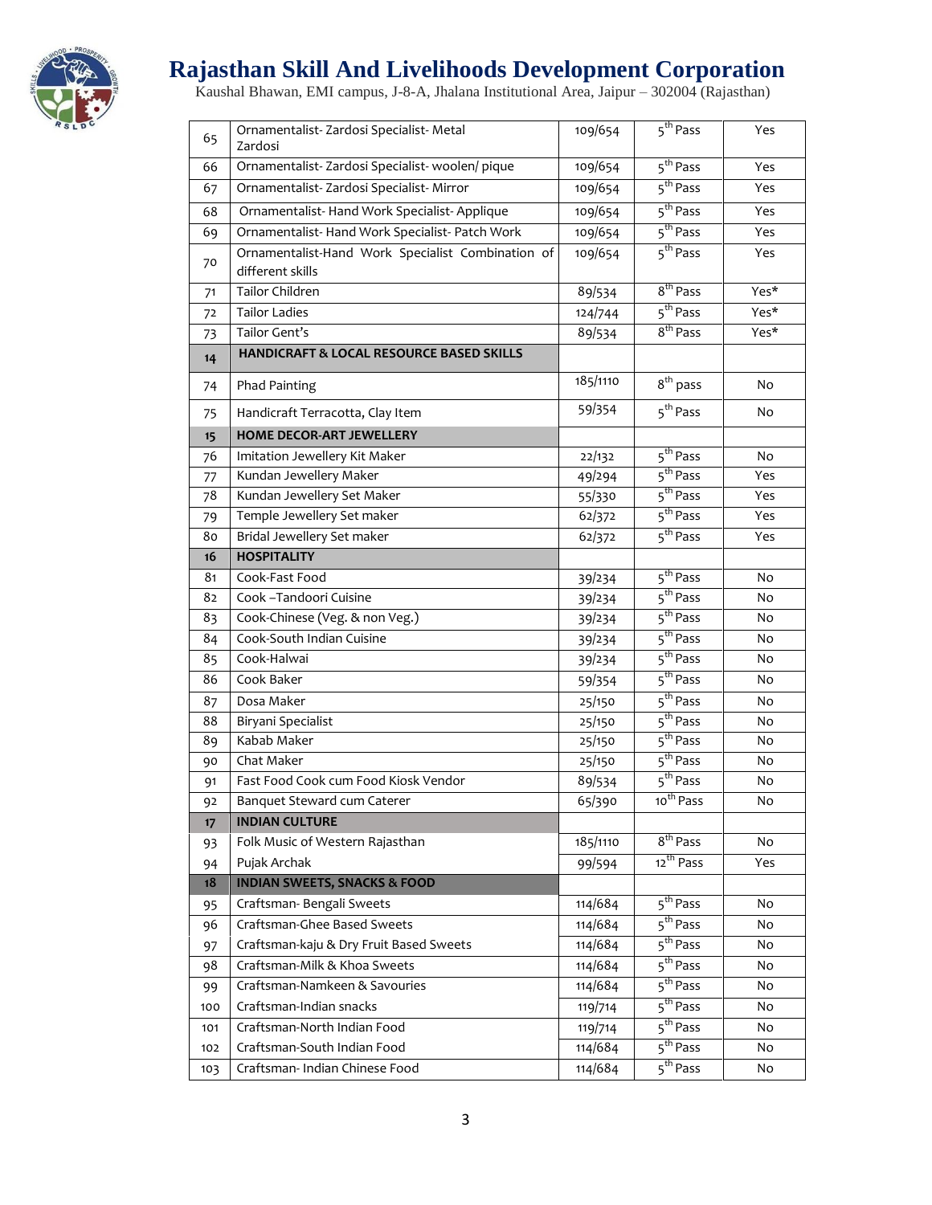# Rajasthan Skill And Livelihoods Development Corporation

Kaushal Bhawan, EMI campus, J-8-A, Jhalana Institutional Area, Jaipur – 302004 (Rajasthan)

| | | | | |
|---|---|---|---|---|
| 65 | Ornamentalist- Zardosi Specialist- Metal Zardosi | 109/654 | 5th Pass | Yes |
| 66 | Ornamentalist- Zardosi Specialist- woolen/ pique | 109/654 | 5th Pass | Yes |
| 67 | Ornamentalist- Zardosi Specialist- Mirror | 109/654 | 5th Pass | Yes |
| 68 | Ornamentalist- Hand Work Specialist- Applique | 109/654 | 5th Pass | Yes |
| 69 | Ornamentalist- Hand Work Specialist- Patch Work | 109/654 | 5th Pass | Yes |
| 70 | Ornamentalist-Hand Work Specialist Combination of different skills | 109/654 | 5th Pass | Yes |
| 71 | Tailor Children | 89/534 | 8th Pass | Yes* |
| 72 | Tailor Ladies | 124/744 | 5th Pass | Yes* |
| 73 | Tailor Gent's | 89/534 | 8th Pass | Yes* |
| **14** | **HANDICRAFT & LOCAL RESOURCE BASED SKILLS** | | | |
| 74 | Phad Painting | 185/1110 | 8th pass | No |
| 75 | Handicraft Terracotta, Clay Item | 59/354 | 5th Pass | No |
| **15** | **HOME DECOR-ART JEWELLERY** | | | |
| 76 | Imitation Jewellery Kit Maker | 22/132 | 5th Pass | No |
| 77 | Kundan Jewellery Maker | 49/294 | 5th Pass | Yes |
| 78 | Kundan Jewellery Set Maker | 55/330 | 5th Pass | Yes |
| 79 | Temple Jewellery Set maker | 62/372 | 5th Pass | Yes |
| 80 | Bridal Jewellery Set maker | 62/372 | 5th Pass | Yes |
| **16** | **HOSPITALITY** | | | |
| 81 | Cook-Fast Food | 39/234 | 5th Pass | No |
| 82 | Cook –Tandoori Cuisine | 39/234 | 5th Pass | No |
| 83 | Cook-Chinese (Veg. & non Veg.) | 39/234 | 5th Pass | No |
| 84 | Cook-South Indian Cuisine | 39/234 | 5th Pass | No |
| 85 | Cook-Halwai | 39/234 | 5th Pass | No |
| 86 | Cook Baker | 59/354 | 5th Pass | No |
| 87 | Dosa Maker | 25/150 | 5th Pass | No |
| 88 | Biryani Specialist | 25/150 | 5th Pass | No |
| 89 | Kabab Maker | 25/150 | 5th Pass | No |
| 90 | Chat Maker | 25/150 | 5th Pass | No |
| 91 | Fast Food Cook cum Food Kiosk Vendor | 89/534 | 5th Pass | No |
| 92 | Banquet Steward cum Caterer | 65/390 | 10th Pass | No |
| **17** | **INDIAN CULTURE** | | | |
| 93 | Folk Music of Western Rajasthan | 185/1110 | 8th Pass | No |
| 94 | Pujak Archak | 99/594 | 12th Pass | Yes |
| **18** | **INDIAN SWEETS, SNACKS & FOOD** | | | |
| 95 | Craftsman- Bengali Sweets | 114/684 | 5th Pass | No |
| 96 | Craftsman-Ghee Based Sweets | 114/684 | 5th Pass | No |
| 97 | Craftsman-kaju & Dry Fruit Based Sweets | 114/684 | 5th Pass | No |
| 98 | Craftsman-Milk & Khoa Sweets | 114/684 | 5th Pass | No |
| 99 | Craftsman-Namkeen & Savouries | 114/684 | 5th Pass | No |
| 100 | Craftsman-Indian snacks | 119/714 | 5th Pass | No |
| 101 | Craftsman-North Indian Food | 119/714 | 5th Pass | No |
| 102 | Craftsman-South Indian Food | 114/684 | 5th Pass | No |
| 103 | Craftsman- Indian Chinese Food | 114/684 | 5th Pass | No |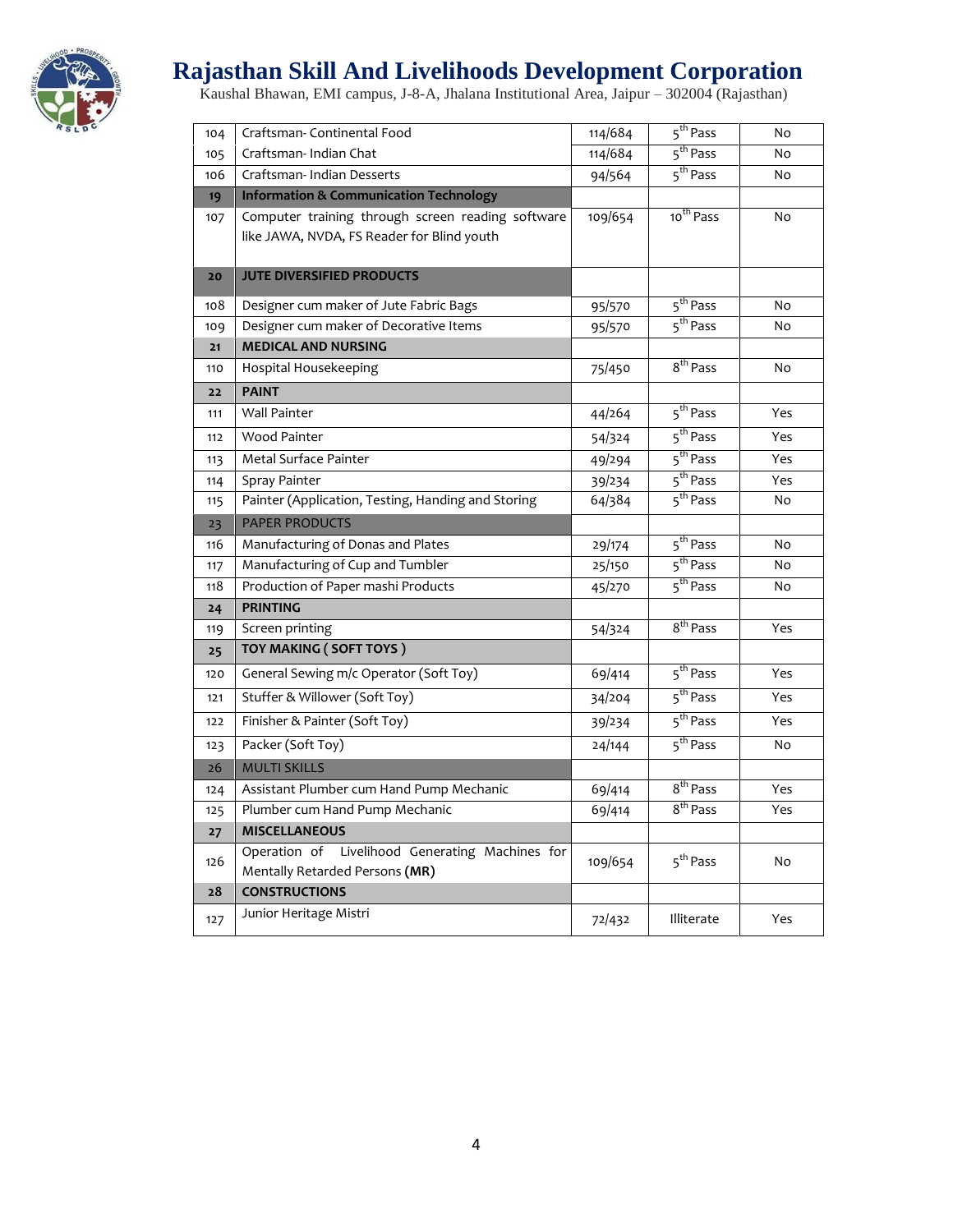# Rajasthan Skill And Livelihoods Development Corporation

Kaushal Bhawan, EMI campus, J-8-A, Jhalana Institutional Area, Jaipur – 302004 (Rajasthan)

| | | | | |
|---|---|---|---|---|
| 104 | Craftsman- Continental Food | 114/684 | 5th Pass | No |
| 105 | Craftsman- Indian Chat | 114/684 | 5th Pass | No |
| 106 | Craftsman- Indian Desserts | 94/564 | 5th Pass | No |
| **19** | **Information & Communication Technology** | | | |
| 107 | Computer training through screen reading software like JAWA, NVDA, FS Reader for Blind youth | 109/654 | 10th Pass | No |
| **20** | **JUTE DIVERSIFIED PRODUCTS** | | | |
| 108 | Designer cum maker of Jute Fabric Bags | 95/570 | 5th Pass | No |
| 109 | Designer cum maker of Decorative Items | 95/570 | 5th Pass | No |
| **21** | **MEDICAL AND NURSING** | | | |
| 110 | Hospital Housekeeping | 75/450 | 8th Pass | No |
| **22** | **PAINT** | | | |
| 111 | Wall Painter | 44/264 | 5th Pass | Yes |
| 112 | Wood Painter | 54/324 | 5th Pass | Yes |
| 113 | Metal Surface Painter | 49/294 | 5th Pass | Yes |
| 114 | Spray Painter | 39/234 | 5th Pass | Yes |
| 115 | Painter (Application, Testing, Handing and Storing | 64/384 | 5th Pass | No |
| 23 | PAPER PRODUCTS | | | |
| 116 | Manufacturing of Donas and Plates | 29/174 | 5th Pass | No |
| 117 | Manufacturing of Cup and Tumbler | 25/150 | 5th Pass | No |
| 118 | Production of Paper mashi Products | 45/270 | 5th Pass | No |
| **24** | **PRINTING** | | | |
| 119 | Screen printing | 54/324 | 8th Pass | Yes |
| **25** | **TOY MAKING ( SOFT TOYS )** | | | |
| 120 | General Sewing m/c Operator (Soft Toy) | 69/414 | 5th Pass | Yes |
| 121 | Stuffer & Willower (Soft Toy) | 34/204 | 5th Pass | Yes |
| 122 | Finisher & Painter (Soft Toy) | 39/234 | 5th Pass | Yes |
| 123 | Packer (Soft Toy) | 24/144 | 5th Pass | No |
| 26 | MULTI SKILLS | | | |
| 124 | Assistant Plumber cum Hand Pump Mechanic | 69/414 | 8th Pass | Yes |
| 125 | Plumber cum Hand Pump Mechanic | 69/414 | 8th Pass | Yes |
| **27** | **MISCELLANEOUS** | | | |
| 126 | Operation of Livelihood Generating Machines for Mentally Retarded Persons **(MR)** | 109/654 | 5th Pass | No |
| **28** | **CONSTRUCTIONS** | | | |
| 127 | Junior Heritage Mistri | 72/432 | Illiterate | Yes |